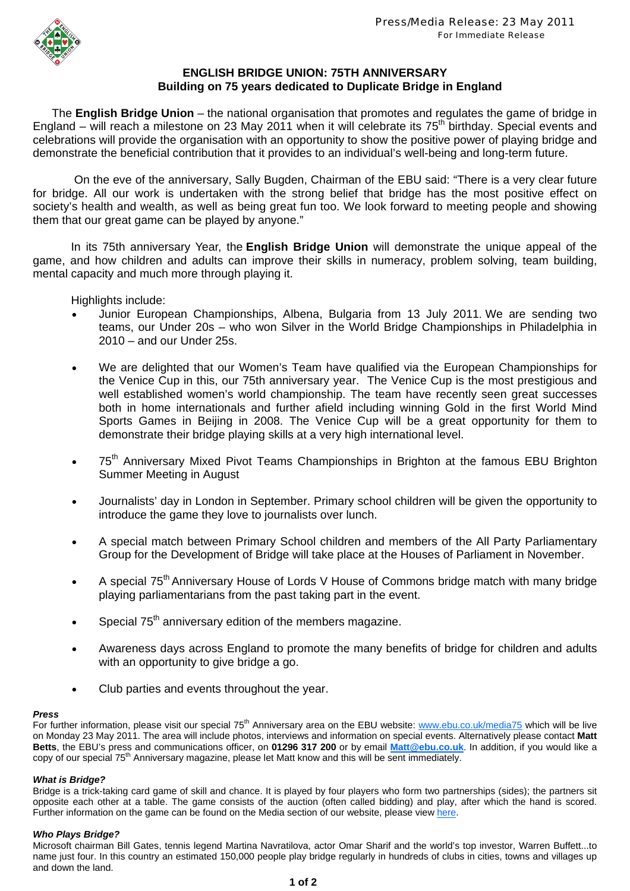Press/Media Release: 23 May 2011
For Immediate Release

## ENGLISH BRIDGE UNION: 75TH ANNIVERSARY
## Building on 75 years dedicated to Duplicate Bridge in England

The **English Bridge Union** – the national organisation that promotes and regulates the game of bridge in England – will reach a milestone on 23 May 2011 when it will celebrate its 75th birthday. Special events and celebrations will provide the organisation with an opportunity to show the positive power of playing bridge and demonstrate the beneficial contribution that it provides to an individual's well-being and long-term future.

On the eve of the anniversary, Sally Bugden, Chairman of the EBU said: "There is a very clear future for bridge. All our work is undertaken with the strong belief that bridge has the most positive effect on society's health and wealth, as well as being great fun too. We look forward to meeting people and showing them that our great game can be played by anyone."

In its 75th anniversary Year, the **English Bridge Union** will demonstrate the unique appeal of the game, and how children and adults can improve their skills in numeracy, problem solving, team building, mental capacity and much more through playing it.

Highlights include:

- Junior European Championships, Albena, Bulgaria from 13 July 2011. We are sending two teams, our Under 20s – who won Silver in the World Bridge Championships in Philadelphia in 2010 – and our Under 25s.
- We are delighted that our Women's Team have qualified via the European Championships for the Venice Cup in this, our 75th anniversary year. The Venice Cup is the most prestigious and well established women's world championship. The team have recently seen great successes both in home internationals and further afield including winning Gold in the first World Mind Sports Games in Beijing in 2008. The Venice Cup will be a great opportunity for them to demonstrate their bridge playing skills at a very high international level.
- 75th Anniversary Mixed Pivot Teams Championships in Brighton at the famous EBU Brighton Summer Meeting in August
- Journalists' day in London in September. Primary school children will be given the opportunity to introduce the game they love to journalists over lunch.
- A special match between Primary School children and members of the All Party Parliamentary Group for the Development of Bridge will take place at the Houses of Parliament in November.
- A special 75th Anniversary House of Lords V House of Commons bridge match with many bridge playing parliamentarians from the past taking part in the event.
- Special 75th anniversary edition of the members magazine.
- Awareness days across England to promote the many benefits of bridge for children and adults with an opportunity to give bridge a go.
- Club parties and events throughout the year.

***Press***

For further information, please visit our special 75th Anniversary area on the EBU website: www.ebu.co.uk/media75 which will be live on Monday 23 May 2011. The area will include photos, interviews and information on special events. Alternatively please contact **Matt Betts**, the EBU's press and communications officer, on **01296 317 200** or by email **Matt@ebu.co.uk**. In addition, if you would like a copy of our special 75th Anniversary magazine, please let Matt know and this will be sent immediately.

***What is Bridge?***

Bridge is a trick-taking card game of skill and chance. It is played by four players who form two partnerships (sides); the partners sit opposite each other at a table. The game consists of the auction (often called bidding) and play, after which the hand is scored. Further information on the game can be found on the Media section of our website, please view here.

***Who Plays Bridge?***

Microsoft chairman Bill Gates, tennis legend Martina Navratilova, actor Omar Sharif and the world's top investor, Warren Buffett...to name just four. In this country an estimated 150,000 people play bridge regularly in hundreds of clubs in cities, towns and villages up and down the land.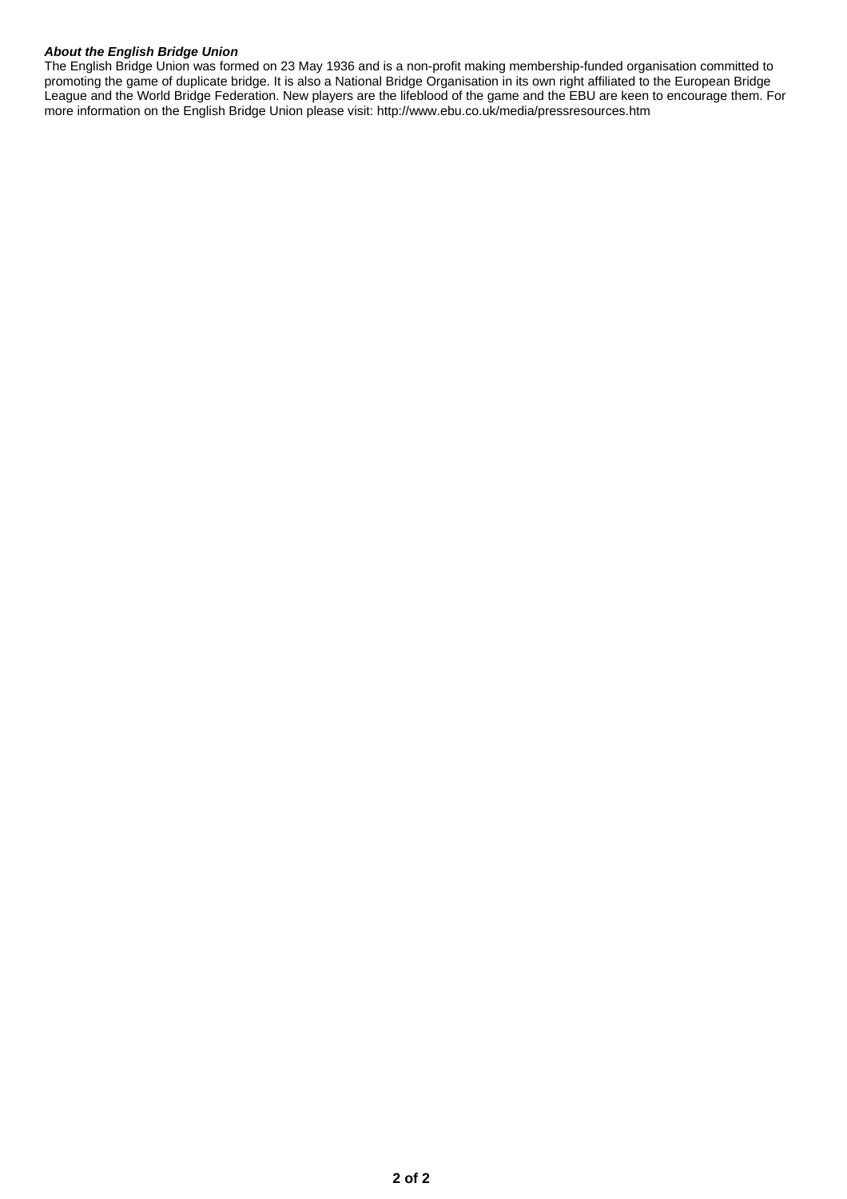***About the English Bridge Union***

The English Bridge Union was formed on 23 May 1936 and is a non-profit making membership-funded organisation committed to promoting the game of duplicate bridge. It is also a National Bridge Organisation in its own right affiliated to the European Bridge League and the World Bridge Federation. New players are the lifeblood of the game and the EBU are keen to encourage them. For more information on the English Bridge Union please visit: http://www.ebu.co.uk/media/pressresources.htm